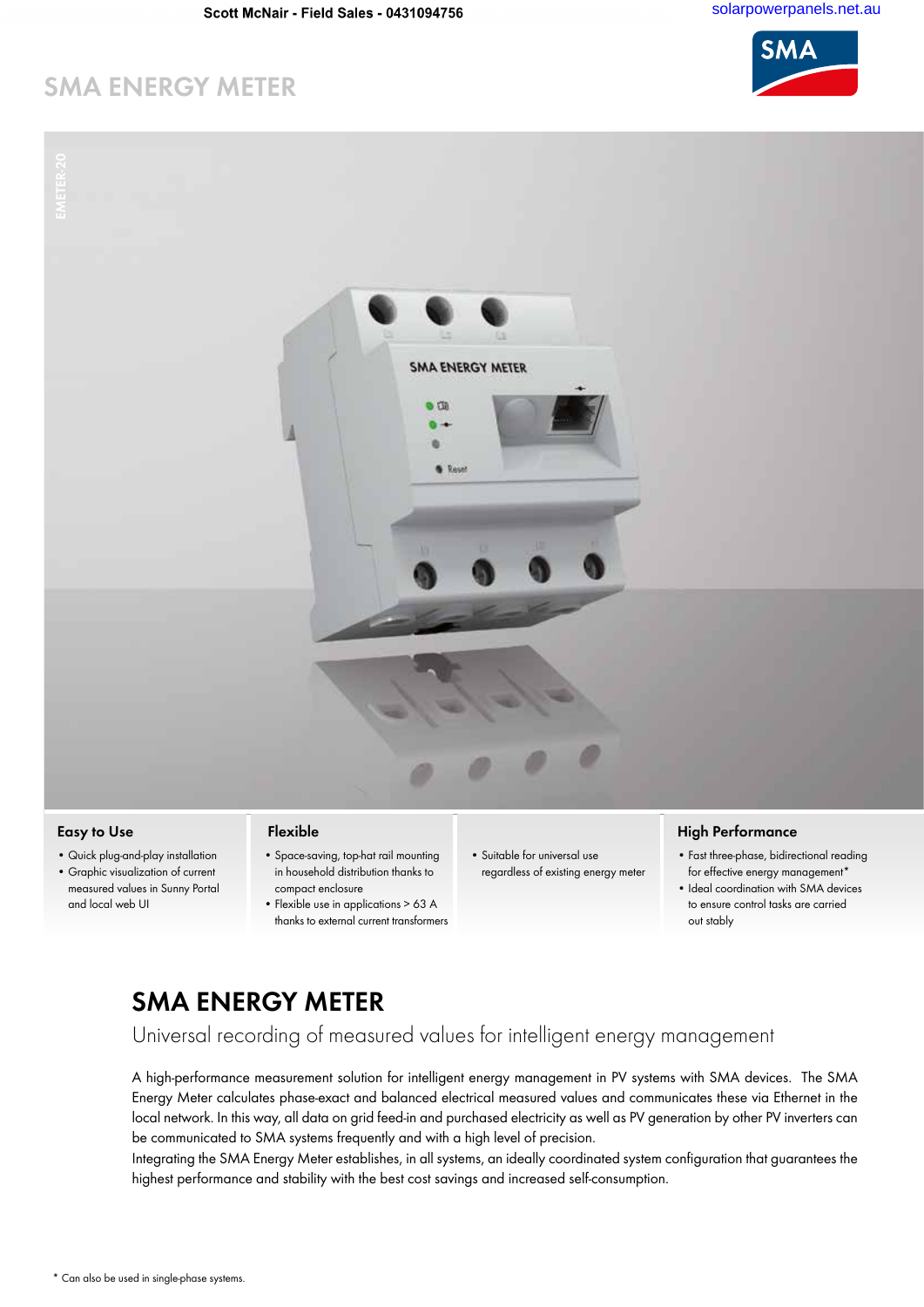Scott McNair - Field Sales - 0431094756

solarpowerpanels.net.au

# SMA ENERGY METER

EMETER-20

### Easy to Use

- Quick plug-and-play installation
- Graphic visualization of current measured values in Sunny Portal and local web UI

### Flexible

- Space-saving, top-hat rail mounting in household distribution thanks to compact enclosure
- Flexible use in applications > 63 A thanks to external current transformers
- Suitable for universal use regardless of existing energy meter

### High Performance

- Fast three-phase, bidirectional reading for effective energy management*
- Ideal coordination with SMA devices to ensure control tasks are carried out stably

## SMA ENERGY METER

Universal recording of measured values for intelligent energy management

A high-performance measurement solution for intelligent energy management in PV systems with SMA devices. The SMA Energy Meter calculates phase-exact and balanced electrical measured values and communicates these via Ethernet in the local network. In this way, all data on grid feed-in and purchased electricity as well as PV generation by other PV inverters can be communicated to SMA systems frequently and with a high level of precision.
Integrating the SMA Energy Meter establishes, in all systems, an ideally coordinated system configuration that guarantees the highest performance and stability with the best cost savings and increased self-consumption.

* Can also be used in single-phase systems.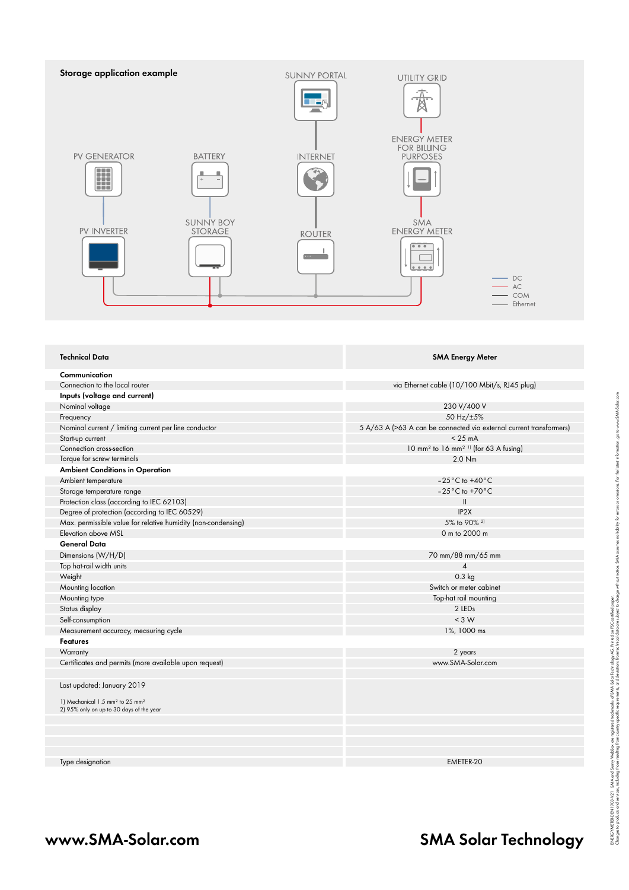**Storage application example**

SUNNY PORTAL

UTILITY GRID

ENERGY METER FOR BILLING PURPOSES

PV GENERATOR

BATTERY

INTERNET

PV INVERTER

SUNNY BOY STORAGE

ROUTER

SMA ENERGY METER

DC
AC
COM
Ethernet

| Technical Data | SMA Energy Meter |
|---|---|
| **Communication** | |
| Connection to the local router | via Ethernet cable (10/100 Mbit/s, RJ45 plug) |
| **Inputs (voltage and current)** | |
| Nominal voltage | 230 V/400 V |
| Frequency | 50 Hz/±5% |
| Nominal current / limiting current per line conductor | 5 A/63 A (>63 A can be connected via external current transformers) |
| Start-up current | < 25 mA |
| Connection cross-section | 10 mm² to 16 mm² [1] (for 63 A fusing) |
| Torque for screw terminals | 2.0 Nm |
| **Ambient Conditions in Operation** | |
| Ambient temperature | −25 °C to +40 °C |
| Storage temperature range | −25 °C to +70 °C |
| Protection class (according to IEC 62103) | II |
| Degree of protection (according to IEC 60529) | IP2X |
| Max. permissible value for relative humidity (non-condensing) | 5% to 90% [2] |
| Elevation above MSL | 0 m to 2000 m |
| **General Data** | |
| Dimensions (W/H/D) | 70 mm/88 mm/65 mm |
| Top hat-rail width units | 4 |
| Weight | 0.3 kg |
| Mounting location | Switch or meter cabinet |
| Mounting type | Top-hat rail mounting |
| Status display | 2 LEDs |
| Self-consumption | < 3 W |
| Measurement accuracy, measuring cycle | 1%, 1000 ms |
| **Features** | |
| Warranty | 2 years |
| Certificates and permits (more available upon request) | www.SMA-Solar.com |
| | |
| Last updated: January 2019<br><br>1) Mechanical 1.5 mm² to 25 mm²<br>2) 95% only on up to 30 days of the year | |
| | |
| | |
| | |
| Type designation | EMETER-20 |

ENERGYMETER-DEN1903-V21 SMA and Sunny WebBox are registered trademarks of SMA Solar Technology AG. Printed on FSC-certified paper. Changes to products and services, including those resulting from country-specific requirements, and deviations from technical data are subject to change without notice. SMA assumes no liability for errors or omissions. For the latest information, go to www.SMA-Solar.com

**www.SMA-Solar.com**

**SMA Solar Technology**